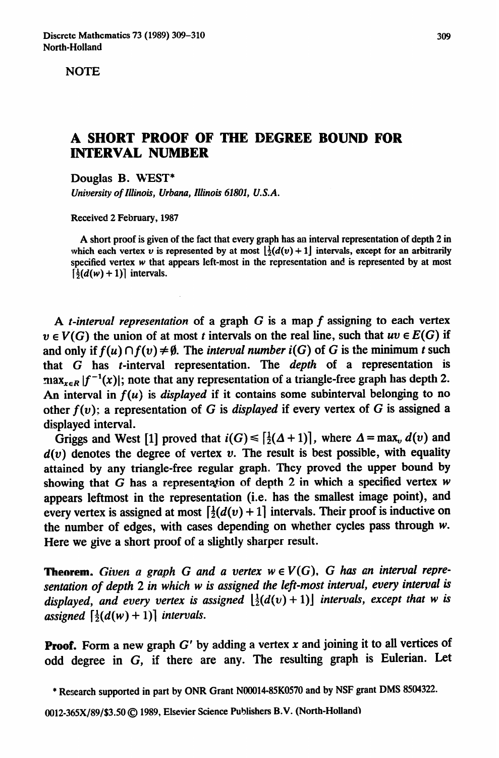NOTE

# A SHORT PROOF OF THE DEGREE BOUND FOR INTERVAL NUMBER

Douglas B. WEST*

*University of Illinois, Urbana, Illinois 61801, U.S.A.*

Received 2 February, 1987

A short proof is given of the fact that every graph has an interval representation of depth 2 in which each vertex $v$ is represented by at most $\lfloor \frac{1}{2}(d(v)+1 \rfloor$ intervals, except for an arbitrarily specified vertex $w$ that appears left-most in the representation and is represented by at most $\lceil \frac{1}{2}(d(w)+1) \rceil$ intervals.

A *t-interval representation* of a graph $G$ is a map $f$ assigning to each vertex $v \in V(G)$ the union of at most $t$ intervals on the real line, such that $uv \in E(G)$ if and only if $f(u) \cap f(v) \neq \emptyset$. The *interval number* $i(G)$ of $G$ is the minimum $t$ such that $G$ has $t$-interval representation. The *depth* of a representation is $\max_{x \in R} |f^{-1}(x)|$; note that any representation of a triangle-free graph has depth 2. An interval in $f(u)$ is *displayed* if it contains some subinterval belonging to no other $f(v)$; a representation of $G$ is *displayed* if every vertex of $G$ is assigned a displayed interval.

Griggs and West [1] proved that $i(G) \leq \lceil \frac{1}{2}(\Delta + 1) \rceil$, where $\Delta = \max_v d(v)$ and $d(v)$ denotes the degree of vertex $v$. The result is best possible, with equality attained by any triangle-free regular graph. They proved the upper bound by showing that $G$ has a representation of depth 2 in which a specified vertex $w$ appears leftmost in the representation (i.e. has the smallest image point), and every vertex is assigned at most $\lceil \frac{1}{2}(d(v)+1 \rceil$ intervals. Their proof is inductive on the number of edges, with cases depending on whether cycles pass through $w$. Here we give a short proof of a slightly sharper result.

**Theorem.** *Given a graph $G$ and a vertex $w \in V(G)$, $G$ has an interval representation of depth 2 in which $w$ is assigned the left-most interval, every interval is displayed, and every vertex is assigned $\lfloor \frac{1}{2}(d(v)+1) \rfloor$ intervals, except that $w$ is assigned $\lceil \frac{1}{2}(d(w)+1) \rceil$ intervals.*

**Proof.** Form a new graph $G'$ by adding a vertex $x$ and joining it to all vertices of odd degree in $G$, if there are any. The resulting graph is Eulerian. Let

* Research supported in part by ONR Grant N00014-85K0570 and by NSF grant DMS 8504322.

0012-365X/89/$3.50 © 1989, Elsevier Science Publishers B.V. (North-Holland)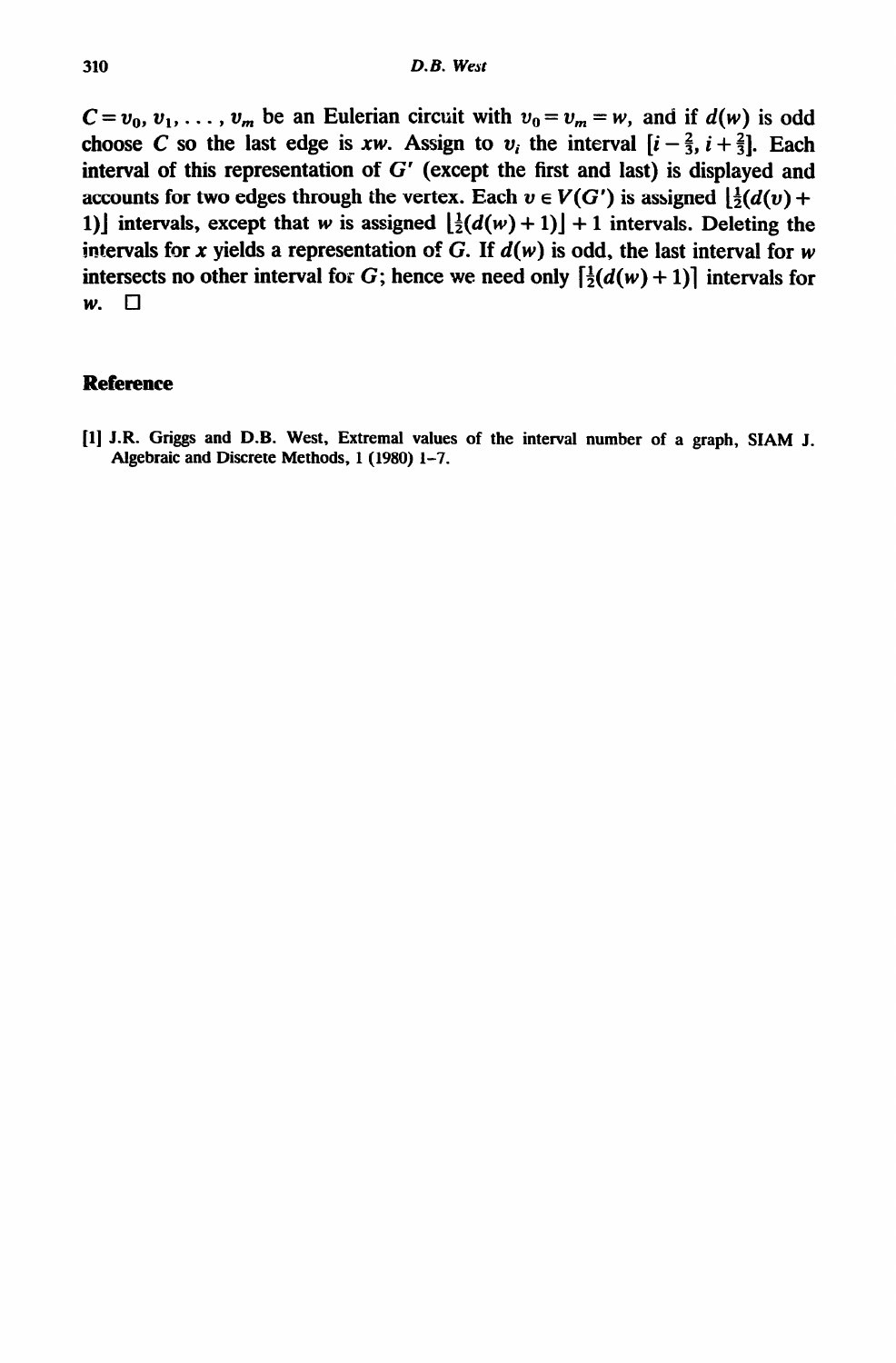$C = v_0, v_1, \ldots, v_m$ be an Eulerian circuit with $v_0 = v_m = w$, and if $d(w)$ is odd choose $C$ so the last edge is $xw$. Assign to $v_i$ the interval $[i - \frac{2}{3}, i + \frac{2}{3}]$. Each interval of this representation of $G'$ (except the first and last) is displayed and accounts for two edges through the vertex. Each $v \in V(G')$ is assigned $\lfloor \frac{1}{2}(d(v) + 1) \rfloor$ intervals, except that $w$ is assigned $\lfloor \frac{1}{2}(d(w) + 1) \rfloor + 1$ intervals. Deleting the intervals for $x$ yields a representation of $G$. If $d(w)$ is odd, the last interval for $w$ intersects no other interval for $G$; hence we need only $\lceil \frac{1}{2}(d(w) + 1) \rceil$ intervals for $w$. □

## Reference

[1] J.R. Griggs and D.B. West, Extremal values of the interval number of a graph, SIAM J. Algebraic and Discrete Methods, 1 (1980) 1–7.